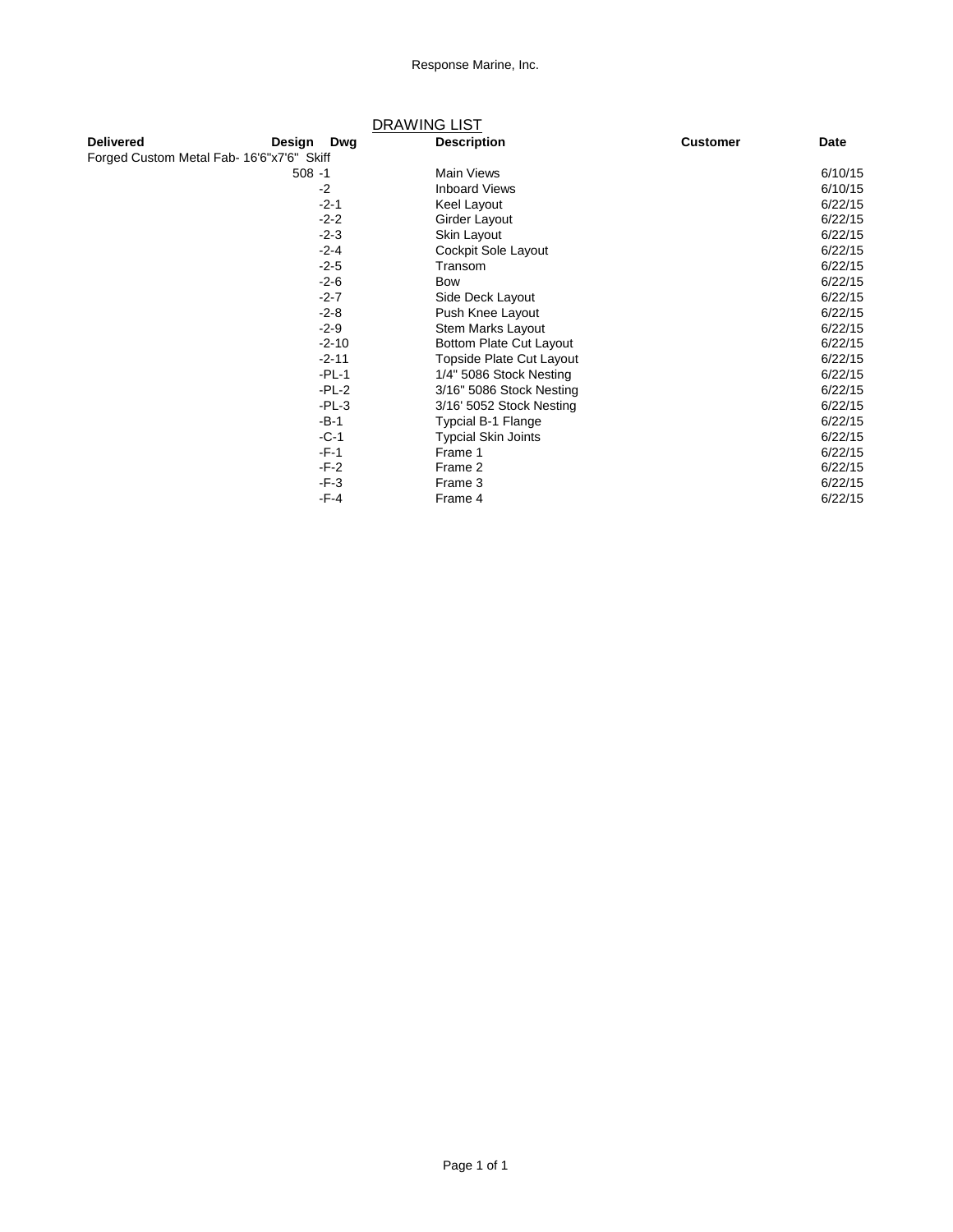Response Marine, Inc.

## DRAWING LIST

| Delivered | Design | Dwg | Description | Customer | Date |
|---|---|---|---|---|---|
| Forged Custom Metal Fab- 16'6"x7'6" Skiff | | | | | |
| | 508 | -1 | Main Views | | 6/10/15 |
| | | -2 | Inboard Views | | 6/10/15 |
| | | -2-1 | Keel Layout | | 6/22/15 |
| | | -2-2 | Girder Layout | | 6/22/15 |
| | | -2-3 | Skin Layout | | 6/22/15 |
| | | -2-4 | Cockpit Sole Layout | | 6/22/15 |
| | | -2-5 | Transom | | 6/22/15 |
| | | -2-6 | Bow | | 6/22/15 |
| | | -2-7 | Side Deck Layout | | 6/22/15 |
| | | -2-8 | Push Knee Layout | | 6/22/15 |
| | | -2-9 | Stem Marks Layout | | 6/22/15 |
| | | -2-10 | Bottom Plate Cut Layout | | 6/22/15 |
| | | -2-11 | Topside Plate Cut Layout | | 6/22/15 |
| | | -PL-1 | 1/4" 5086 Stock Nesting | | 6/22/15 |
| | | -PL-2 | 3/16" 5086 Stock Nesting | | 6/22/15 |
| | | -PL-3 | 3/16' 5052 Stock Nesting | | 6/22/15 |
| | | -B-1 | Typcial B-1 Flange | | 6/22/15 |
| | | -C-1 | Typcial Skin Joints | | 6/22/15 |
| | | -F-1 | Frame 1 | | 6/22/15 |
| | | -F-2 | Frame 2 | | 6/22/15 |
| | | -F-3 | Frame 3 | | 6/22/15 |
| | | -F-4 | Frame 4 | | 6/22/15 |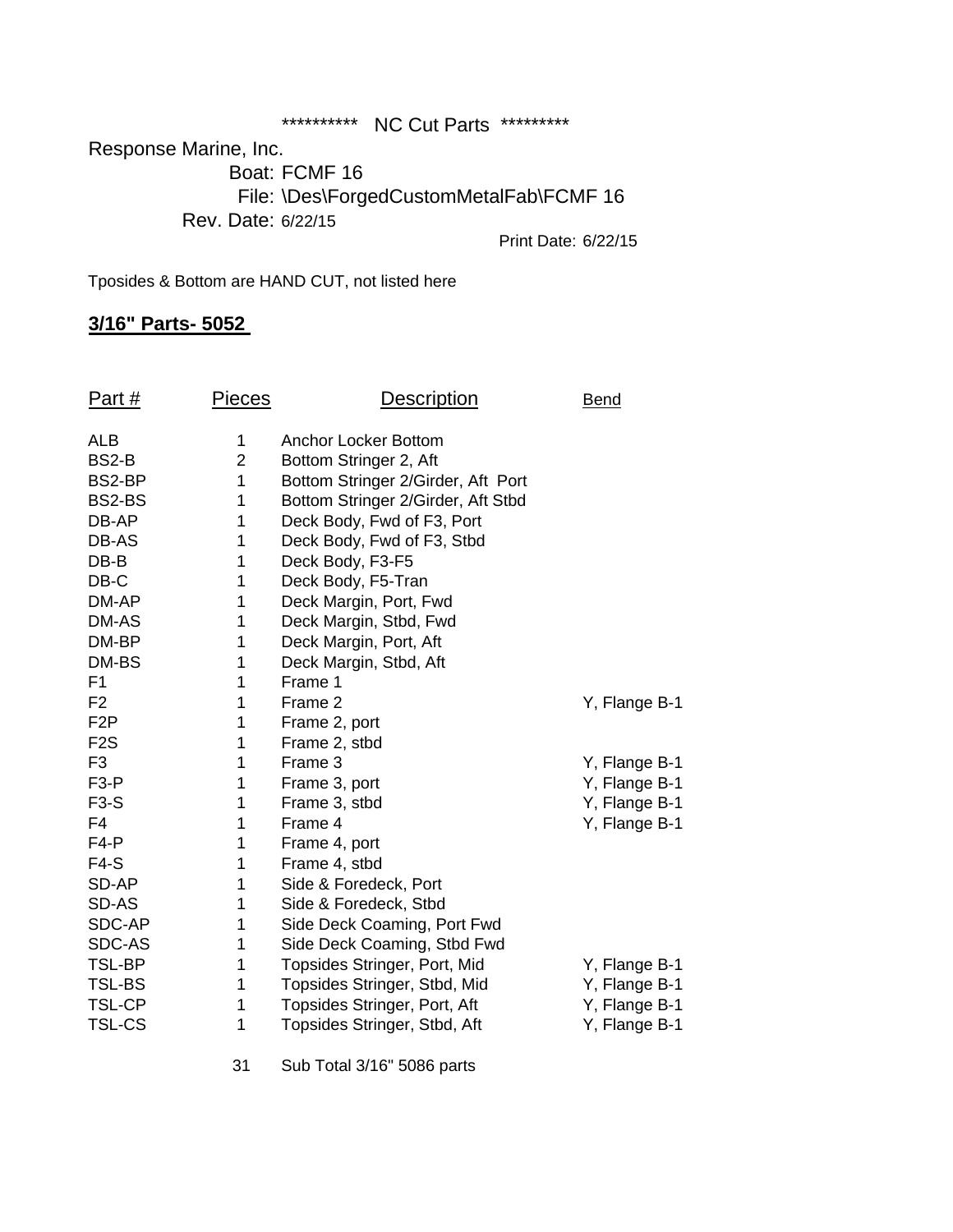\*\*\*\*\*\*\*\*\*\* NC Cut Parts \*\*\*\*\*\*\*\*\*

Response Marine, Inc.

Boat: FCMF 16

File: \Des\ForgedCustomMetalFab\FCMF 16

Rev. Date: 6/22/15

Print Date: 6/22/15

Tposides & Bottom are HAND CUT, not listed here

## 3/16" Parts- 5052

| Part # | Pieces | Description | Bend |
|---|---|---|---|
| ALB | 1 | Anchor Locker Bottom | |
| BS2-B | 2 | Bottom Stringer 2, Aft | |
| BS2-BP | 1 | Bottom Stringer 2/Girder, Aft Port | |
| BS2-BS | 1 | Bottom Stringer 2/Girder, Aft Stbd | |
| DB-AP | 1 | Deck Body, Fwd of F3, Port | |
| DB-AS | 1 | Deck Body, Fwd of F3, Stbd | |
| DB-B | 1 | Deck Body, F3-F5 | |
| DB-C | 1 | Deck Body, F5-Tran | |
| DM-AP | 1 | Deck Margin, Port, Fwd | |
| DM-AS | 1 | Deck Margin, Stbd, Fwd | |
| DM-BP | 1 | Deck Margin, Port, Aft | |
| DM-BS | 1 | Deck Margin, Stbd, Aft | |
| F1 | 1 | Frame 1 | |
| F2 | 1 | Frame 2 | Y, Flange B-1 |
| F2P | 1 | Frame 2, port | |
| F2S | 1 | Frame 2, stbd | |
| F3 | 1 | Frame 3 | Y, Flange B-1 |
| F3-P | 1 | Frame 3, port | Y, Flange B-1 |
| F3-S | 1 | Frame 3, stbd | Y, Flange B-1 |
| F4 | 1 | Frame 4 | Y, Flange B-1 |
| F4-P | 1 | Frame 4, port | |
| F4-S | 1 | Frame 4, stbd | |
| SD-AP | 1 | Side & Foredeck, Port | |
| SD-AS | 1 | Side & Foredeck, Stbd | |
| SDC-AP | 1 | Side Deck Coaming, Port Fwd | |
| SDC-AS | 1 | Side Deck Coaming, Stbd Fwd | |
| TSL-BP | 1 | Topsides Stringer, Port, Mid | Y, Flange B-1 |
| TSL-BS | 1 | Topsides Stringer, Stbd, Mid | Y, Flange B-1 |
| TSL-CP | 1 | Topsides Stringer, Port, Aft | Y, Flange B-1 |
| TSL-CS | 1 | Topsides Stringer, Stbd, Aft | Y, Flange B-1 |
| | 31 | Sub Total 3/16" 5086 parts | |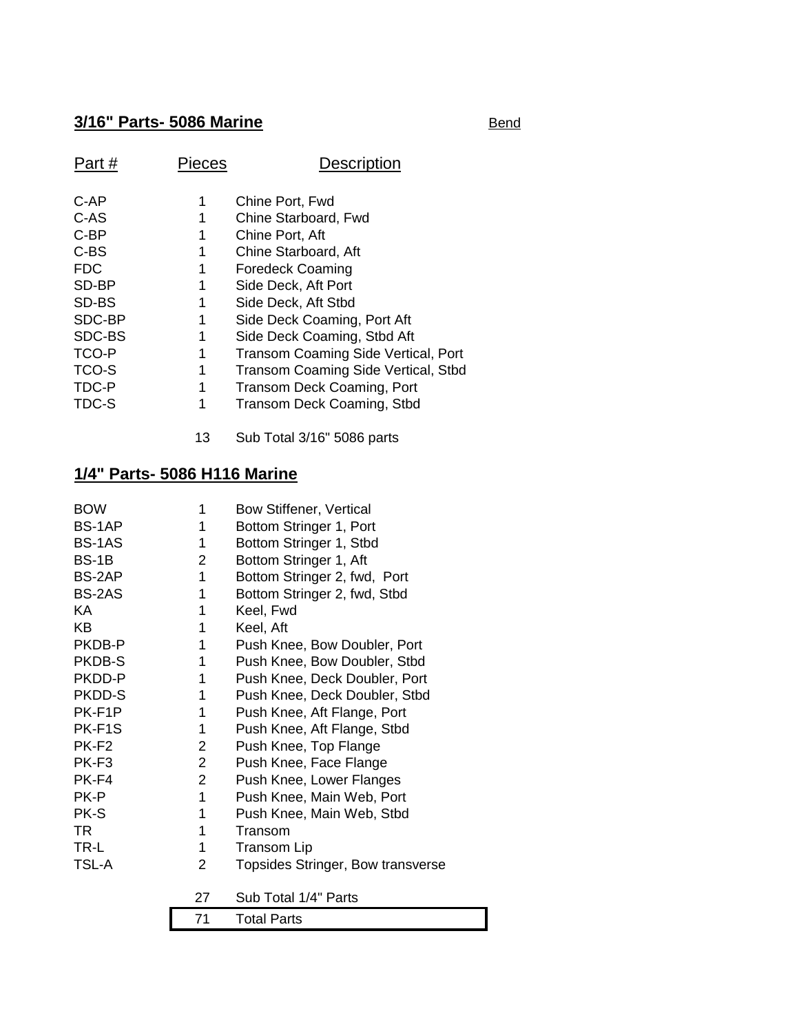## 3/16" Parts- 5086 Marine

Bend

| Part # | Pieces | Description |
| --- | --- | --- |
| C-AP | 1 | Chine Port, Fwd |
| C-AS | 1 | Chine Starboard, Fwd |
| C-BP | 1 | Chine Port, Aft |
| C-BS | 1 | Chine Starboard, Aft |
| FDC | 1 | Foredeck Coaming |
| SD-BP | 1 | Side Deck, Aft Port |
| SD-BS | 1 | Side Deck, Aft Stbd |
| SDC-BP | 1 | Side Deck Coaming, Port Aft |
| SDC-BS | 1 | Side Deck Coaming, Stbd Aft |
| TCO-P | 1 | Transom Coaming Side Vertical, Port |
| TCO-S | 1 | Transom Coaming Side Vertical, Stbd |
| TDC-P | 1 | Transom Deck Coaming, Port |
| TDC-S | 1 | Transom Deck Coaming, Stbd |
| | 13 | Sub Total 3/16" 5086 parts |

## 1/4" Parts- 5086 H116 Marine

| Part # | Pieces | Description |
| --- | --- | --- |
| BOW | 1 | Bow Stiffener, Vertical |
| BS-1AP | 1 | Bottom Stringer 1, Port |
| BS-1AS | 1 | Bottom Stringer 1, Stbd |
| BS-1B | 2 | Bottom Stringer 1, Aft |
| BS-2AP | 1 | Bottom Stringer 2, fwd, Port |
| BS-2AS | 1 | Bottom Stringer 2, fwd, Stbd |
| KA | 1 | Keel, Fwd |
| KB | 1 | Keel, Aft |
| PKDB-P | 1 | Push Knee, Bow Doubler, Port |
| PKDB-S | 1 | Push Knee, Bow Doubler, Stbd |
| PKDD-P | 1 | Push Knee, Deck Doubler, Port |
| PKDD-S | 1 | Push Knee, Deck Doubler, Stbd |
| PK-F1P | 1 | Push Knee, Aft Flange, Port |
| PK-F1S | 1 | Push Knee, Aft Flange, Stbd |
| PK-F2 | 2 | Push Knee, Top Flange |
| PK-F3 | 2 | Push Knee, Face Flange |
| PK-F4 | 2 | Push Knee, Lower Flanges |
| PK-P | 1 | Push Knee, Main Web, Port |
| PK-S | 1 | Push Knee, Main Web, Stbd |
| TR | 1 | Transom |
| TR-L | 1 | Transom Lip |
| TSL-A | 2 | Topsides Stringer, Bow transverse |
| | 27 | Sub Total 1/4" Parts |
| | 71 | Total Parts |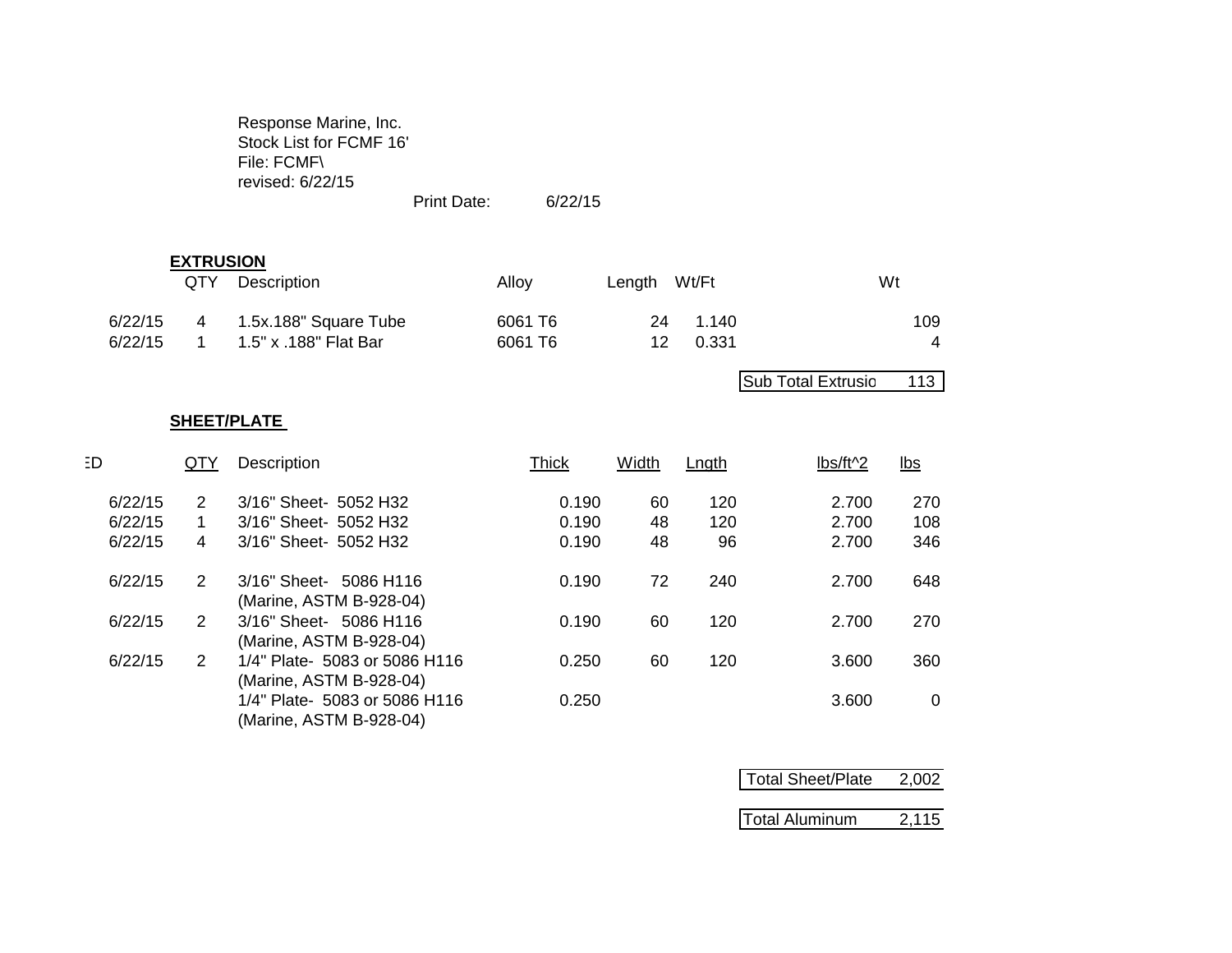Response Marine, Inc.
Stock List for FCMF 16'
File: FCMF\
revised: 6/22/15

Print Date: 6/22/15

**EXTRUSION**

| | QTY | Description | Alloy | Length | Wt/Ft | Wt |
|---|---|---|---|---|---|---|
| 6/22/15 | 4 | 1.5x.188" Square Tube | 6061 T6 | 24 | 1.140 | 109 |
| 6/22/15 | 1 | 1.5" x .188" Flat Bar | 6061 T6 | 12 | 0.331 | 4 |

| Sub Total Extrusio | 113 |
|---|---|

**SHEET/PLATE**

| ED | QTY | Description | Thick | Width | Lngth | lbs/ft^2 | lbs |
|---|---|---|---|---|---|---|---|
| 6/22/15 | 2 | 3/16" Sheet- 5052 H32 | 0.190 | 60 | 120 | 2.700 | 270 |
| 6/22/15 | 1 | 3/16" Sheet- 5052 H32 | 0.190 | 48 | 120 | 2.700 | 108 |
| 6/22/15 | 4 | 3/16" Sheet- 5052 H32 | 0.190 | 48 | 96 | 2.700 | 346 |
| 6/22/15 | 2 | 3/16" Sheet- 5086 H116 (Marine, ASTM B-928-04) | 0.190 | 72 | 240 | 2.700 | 648 |
| 6/22/15 | 2 | 3/16" Sheet- 5086 H116 (Marine, ASTM B-928-04) | 0.190 | 60 | 120 | 2.700 | 270 |
| 6/22/15 | 2 | 1/4" Plate- 5083 or 5086 H116 (Marine, ASTM B-928-04) | 0.250 | 60 | 120 | 3.600 | 360 |
| | | 1/4" Plate- 5083 or 5086 H116 (Marine, ASTM B-928-04) | 0.250 | | | 3.600 | 0 |

| Total Sheet/Plate | 2,002 |
|---|---|
| Total Aluminum | 2,115 |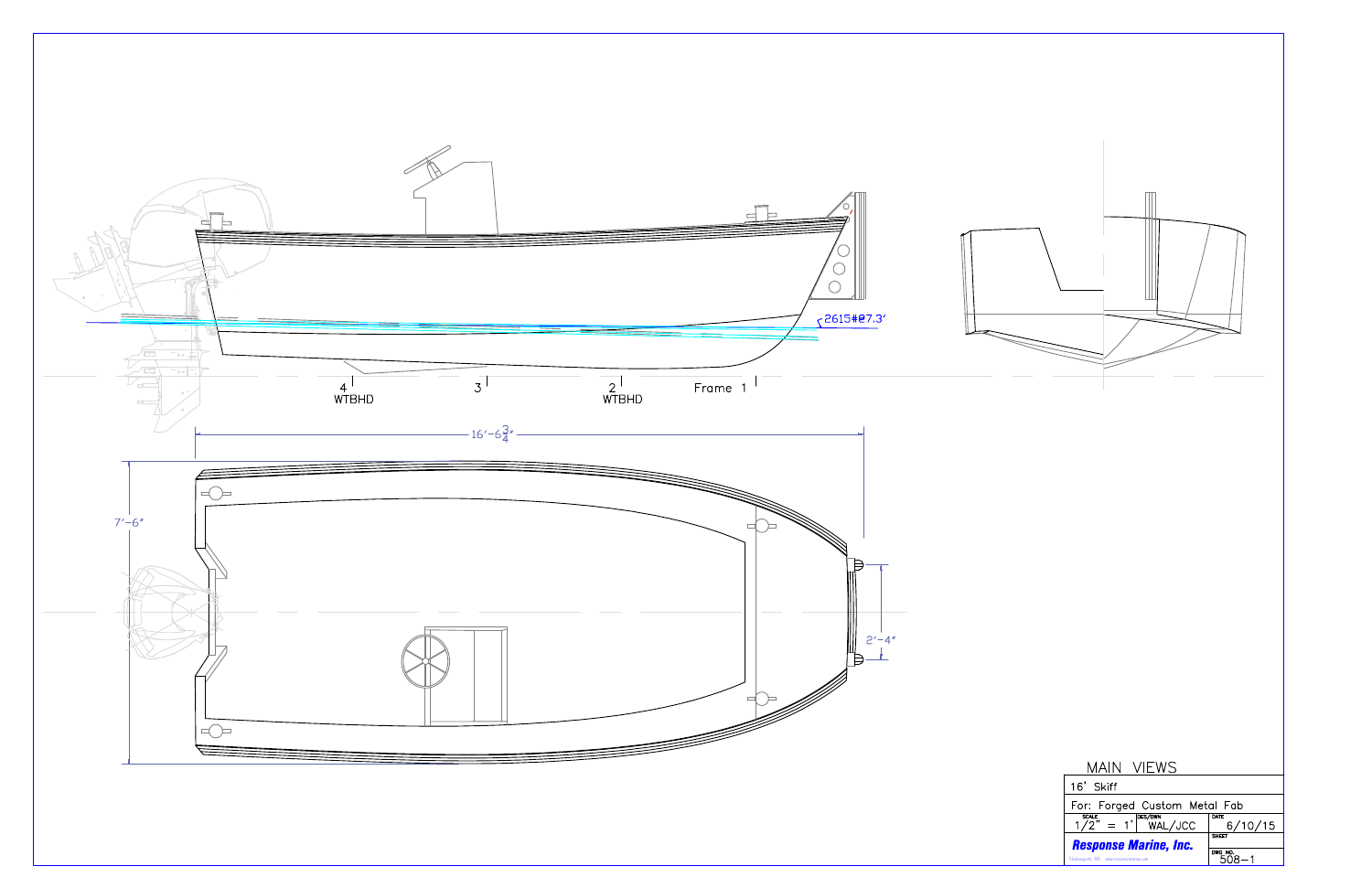2615#@7.3'

4 WTBHD

3

2 WTBHD

Frame 1

16'-6 3/4"

7'-6"

2'-4"

| MAIN VIEWS | | |
|---|---|---|
| 16' Skiff | | |
| For: Forged Custom Metal Fab | | |
| SCALE 1/2" = 1' | DES/DWN WAL/JCC | DATE 6/10/15 |
| **Response Marine, Inc.** | | SHEET |
| | | DWG NO. 508-1 |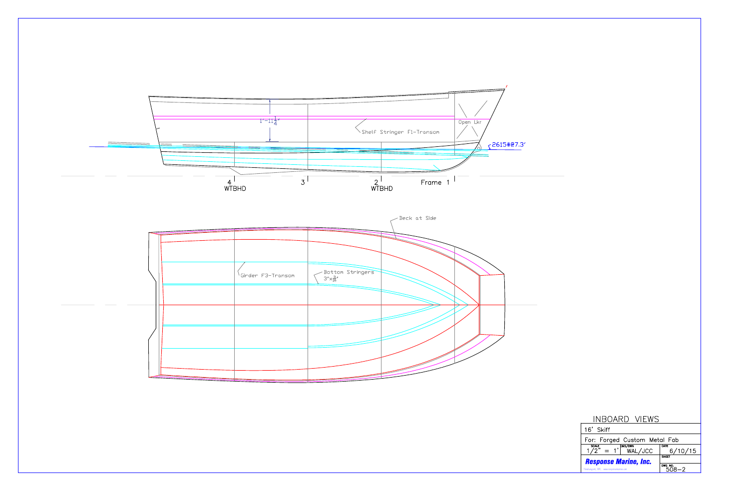1'-11 1/4"

Shelf Stringer F1-Transom

Open Lkr

2615#@7.3'

4
WTBHD

3

2
WTBHD

Frame 1

Deck at Side

Girder F3-Transom

Bottom Stringers
3"x3/16"

# INBOARD VIEWS

| 16' Skiff | | |
|---|---|---|
| For: Forged Custom Metal Fab | | |
| SCALE 1/2" = 1' | DES/DWN WAL/JCC | DATE 6/10/15 |
| **Response Marine, Inc.** | | SHEET |
| | | DWG NO. 508-2 |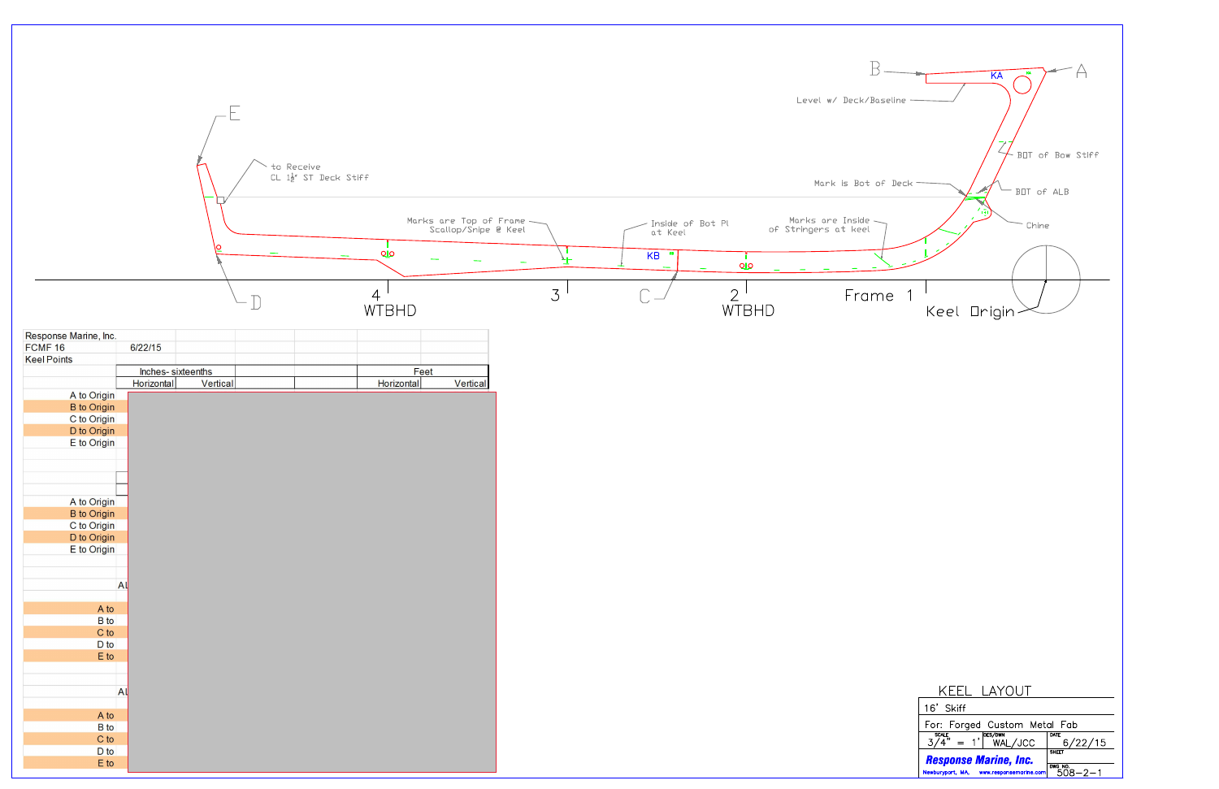B — KA — A

Level w/ Deck/Baseline

BOT of Bow Stiff

Mark is Bot of Deck

BOT of ALB

Chine

E

to Receive CL 1½" ST Deck Stiff

Marks are Top of Frame Scallop/Snipe @ Keel

Inside of Bot Pl at Keel

Marks are Inside of Stringers at keel

KB

D

4 WTBHD

3

C

2 WTBHD

Frame 1

Keel Origin

| Response Marine, Inc. | | | | | | |
|---|---|---|---|---|---|---|
| FCMF 16 | 6/22/15 | | | | | |
| Keel Points | | | | | | |
| | Inches- sixteenths | | | | Feet | |
| | Horizontal | Vertical | | | Horizontal | Vertical |
| A to Origin | | | | | | |
| B to Origin | | | | | | |
| C to Origin | | | | | | |
| D to Origin | | | | | | |
| E to Origin | | | | | | |
| | | | | | | |
| A to Origin | | | | | | |
| B to Origin | | | | | | |
| C to Origin | | | | | | |
| D to Origin | | | | | | |
| E to Origin | | | | | | |
| Al | | | | | | |
| A to | | | | | | |
| B to | | | | | | |
| C to | | | | | | |
| D to | | | | | | |
| E to | | | | | | |
| Al | | | | | | |
| A to | | | | | | |
| B to | | | | | | |
| C to | | | | | | |
| D to | | | | | | |
| E to | | | | | | |

KEEL LAYOUT

| 16' Skiff | | |
|---|---|---|
| For: Forged Custom Metal Fab | | |
| SCALE 3/4" = 1' | DES/DWN WAL/JCC | DATE 6/22/15 |
| **Response Marine, Inc.** Newburyport, MA, www.responsemarine.com | | SHEET |
| | | DWG NO. 508-2-1 |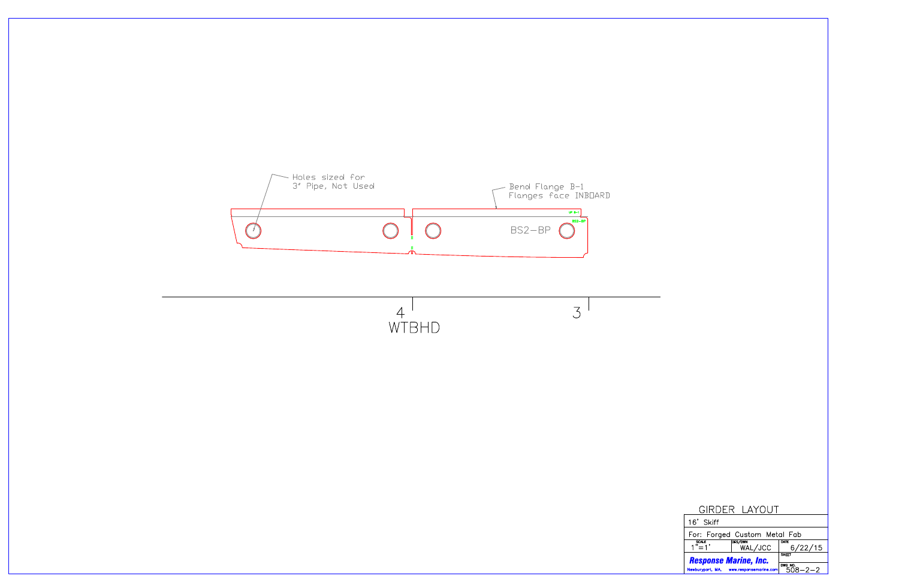Holes sized for
3" Pipe, Not Used

Bend Flange B-1
Flanges face INBOARD

UP B-1

BS2-BP

BS2-BP

4
WTBHD

3

GIRDER LAYOUT

| 16' Skiff | | |
|---|---|---|
| For: Forged Custom Metal Fab | | |
| SCALE 1"=1' | DES/DWN WAL/JCC | DATE 6/22/15 |
| **Response Marine, Inc.** Newburyport, MA. www.responsemarine.com | | SHEET |
| | | DWG NO. 508-2-2 |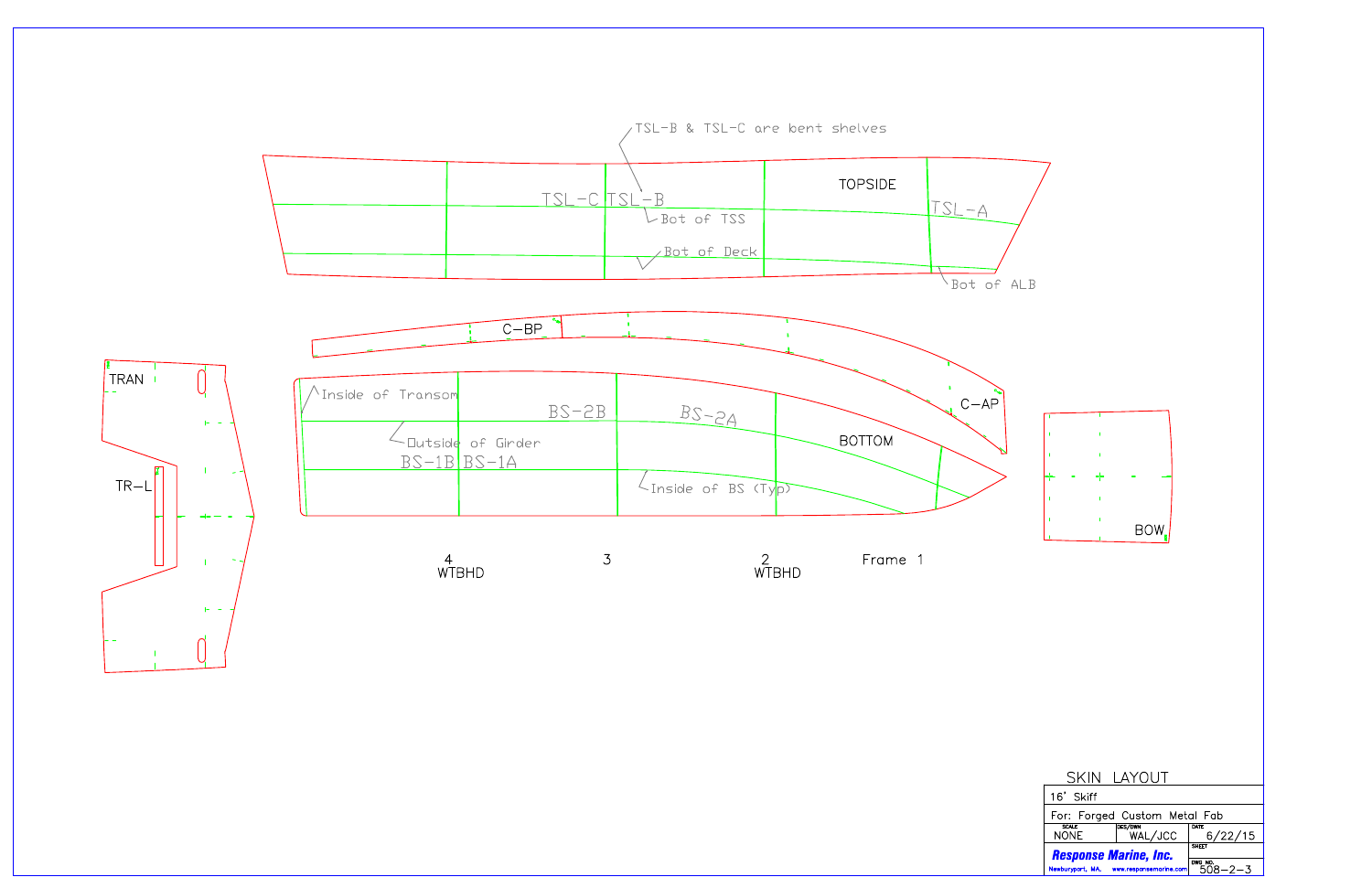TSL-B & TSL-C are bent shelves

TOPSIDE

TSL-C TSL-B

TSL-A

Bot of TSS

Bot of Deck

Bot of ALB

C-BP

C-AP

TRAN

TR-L

Inside of Transom

BS-2B

BS-2A

BOTTOM

Outside of Girder

BS-1B BS-1A

Inside of BS (Typ)

BOW

4
WTBHD

3

2
WTBHD

Frame 1

SKIN LAYOUT

| 16' Skiff | | |
|---|---|---|
| For: Forged Custom Metal Fab | | |
| SCALE NONE | DES/DWN WAL/JCC | DATE 6/22/15 |
| **Response Marine, Inc.** Newburyport, MA. www.responsemarine.com | | SHEET |
| | | DWG NO. 508-2-3 |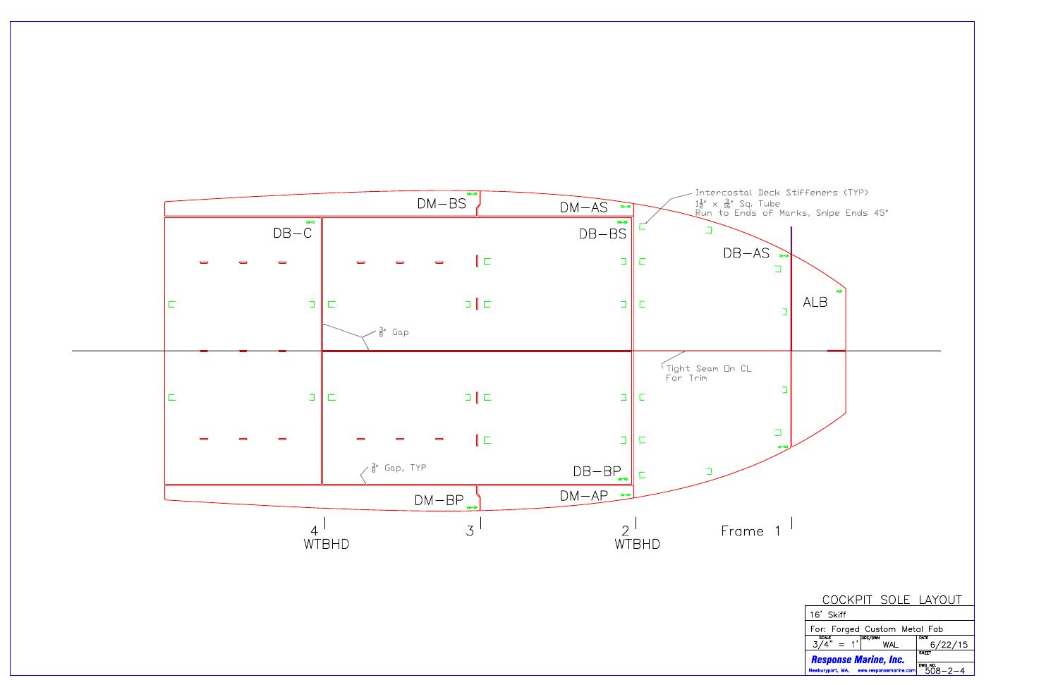DM–BS

DM–AS

DB–C

DB–BS

DB–AS

ALB

Intercostal Deck Stiffeners (TYP)
$1\frac{1}{2}$" x $\frac{3}{16}$" Sq. Tube
Run to Ends of Marks, Snipe Ends 45°

$\frac{3}{8}$" Gap

Tight Seam On CL
For Trim

$\frac{3}{8}$" Gap, TYP

DB–BP

DM–BP

DM–AP

4
WTBHD

3

2
WTBHD

Frame 1

COCKPIT SOLE LAYOUT

| 16' Skiff | | |
|---|---|---|
| For: Forged Custom Metal Fab | | |
| SCALE 3/4" = 1' | DES/DWN WAL | DATE 6/22/15 |
| **Response Marine, Inc.** Newburyport, MA. www.responsemarine.com | | SHEET |
| | | DWG NO. 508–2–4 |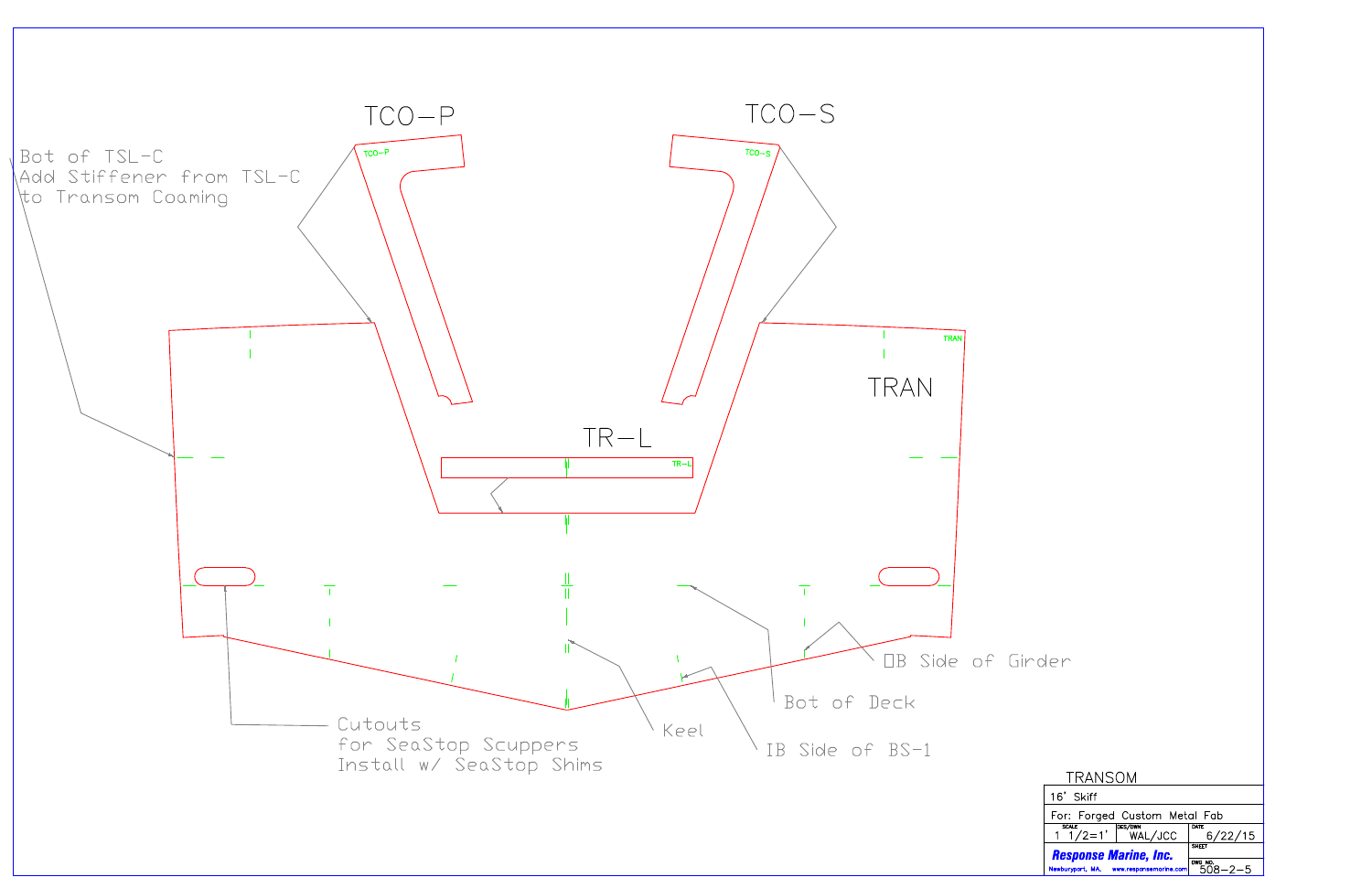TCO–P

TCO–S

Bot of TSL-C
Add Stiffener from TSL-C
to Transom Coaming

TCO-P

TCO-S

TRAN

TRAN

TR–L

TR-L

ОB Side of Girder

Bot of Deck

Keel

IB Side of BS-1

Cutouts
for SeaStop Scuppers
Install w/ SeaStop Shims

| TRANSOM | | |
|---|---|---|
| 16' Skiff | | |
| For: Forged Custom Metal Fab | | |
| SCALE 1 1/2=1' | DES/DWN WAL/JCC | DATE 6/22/15 |
| Response Marine, Inc. Newburyport, MA. www.responsemarine.com | | SHEET |
| | | DWG NO. 508-2-5 |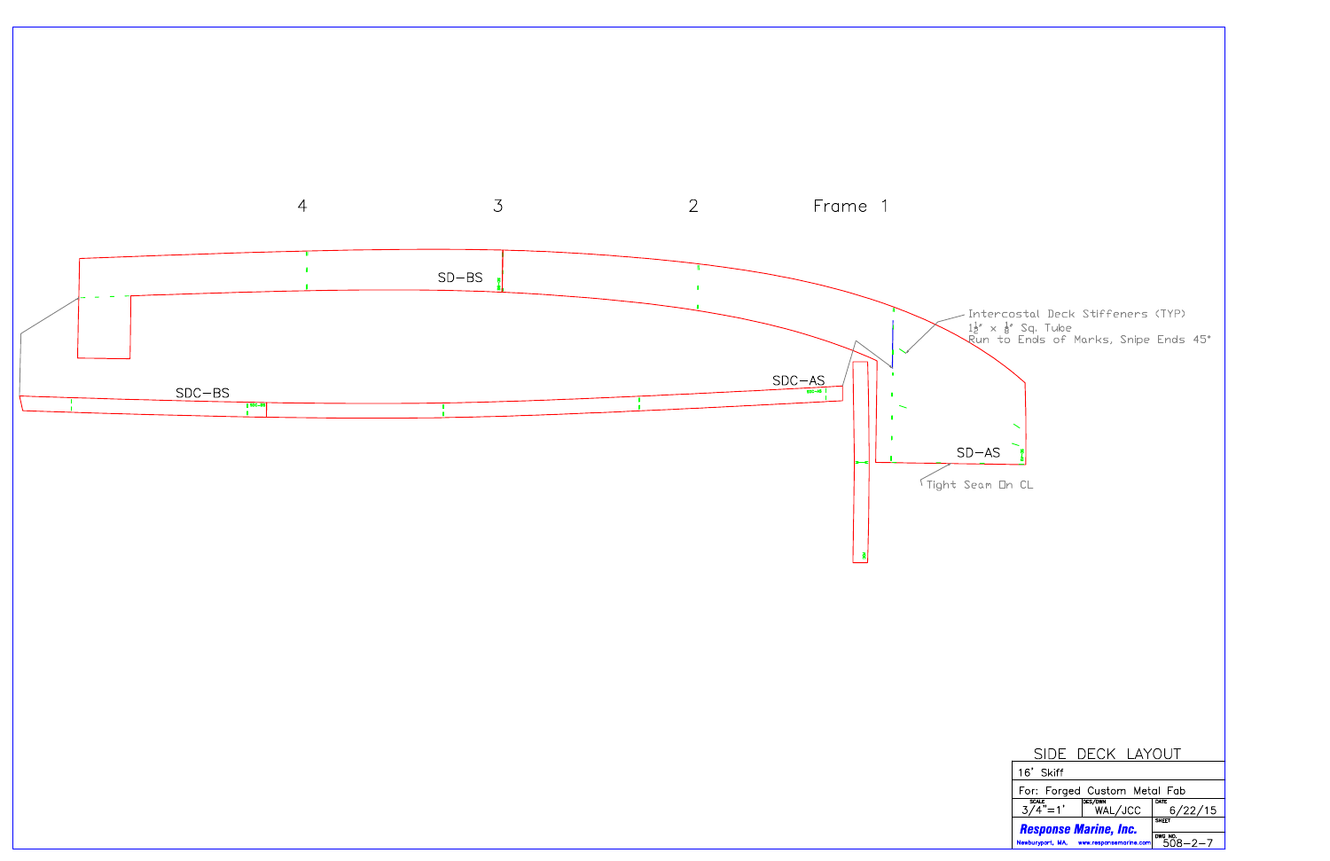4

3

2

Frame 1

SD–BS

SDC–BS

SDC–AS

SD–AS

Intercostal Deck Stiffeners (TYP)
$1\frac{1}{2}$" x $\frac{1}{8}$" Sq. Tube
Run to Ends of Marks, Snipe Ends 45°

Tight Seam On CL

## SIDE DECK LAYOUT

| 16' Skiff | | |
|---|---|---|
| For: Forged Custom Metal Fab | | |
| SCALE 3/4"=1' | DES/DWN WAL/JCC | DATE 6/22/15 |
| **Response Marine, Inc.** Newburyport, MA. www.responsemarine.com | | SHEET |
| | | DWG NO. 508–2–7 |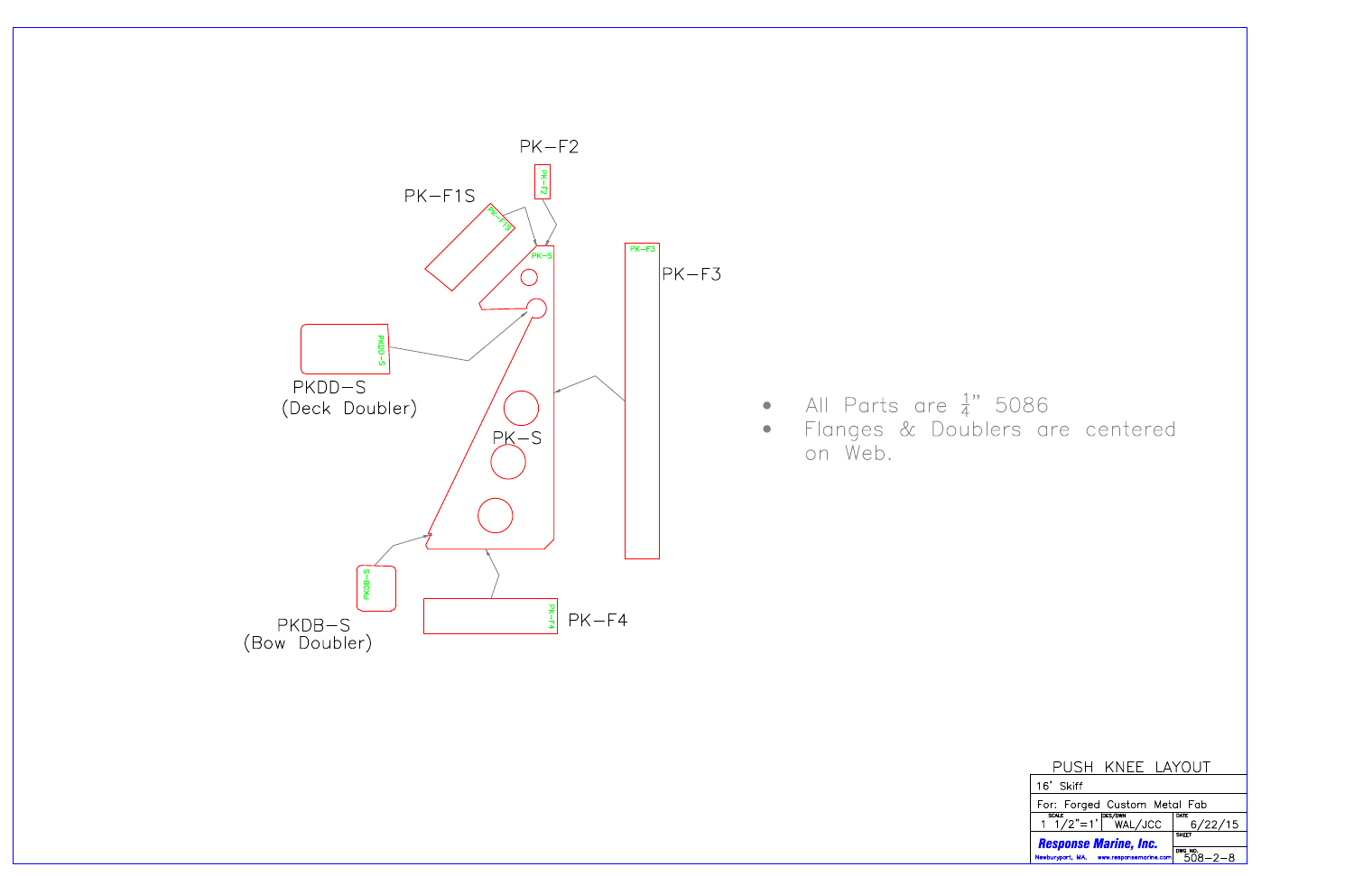PK–F2

PK–F1S

PK–F3

PKDD–S
(Deck Doubler)

PK–S

PKDB–S
(Bow Doubler)

PK–F4

- All Parts are $\frac{1}{4}$" 5086
- Flanges & Doublers are centered on Web.

PUSH KNEE LAYOUT

| 16' Skiff | | |
|---|---|---|
| For: Forged Custom Metal Fab | | |
| SCALE 1 1/2"=1' | DES/DWN WAL/JCC | DATE 6/22/15 |
| **Response Marine, Inc.** Newburyport, MA. www.responsemarine.com | | SHEET |
| | | DWG NO. 508–2–8 |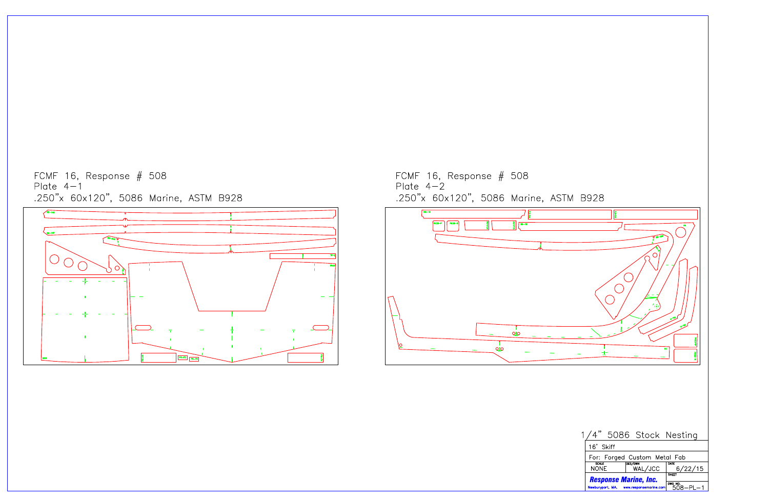FCMF 16, Response # 508
Plate 4–1
.250"x 60x120", 5086 Marine, ASTM B928

FCMF 16, Response # 508
Plate 4–2
.250"x 60x120", 5086 Marine, ASTM B928

1/4" 5086 Stock Nesting

| 16' Skiff | | |
|---|---|---|
| For: Forged Custom Metal Fab | | |
| SCALE NONE | DES/DWN WAL/JCC | DATE 6/22/15 |
| **Response Marine, Inc.** Newburyport, MA. www.responsemarine.com | | SHEET |
| | | DWG NO. 508–PL–1 |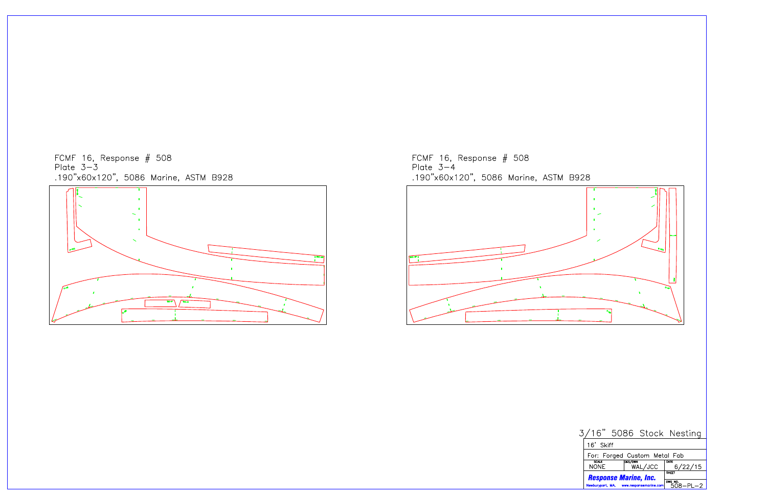FCMF 16, Response # 508
Plate 3-3
.190"x60x120", 5086 Marine, ASTM B928

FCMF 16, Response # 508
Plate 3-4
.190"x60x120", 5086 Marine, ASTM B928

3/16" 5086 Stock Nesting

| 16' Skiff | | |
| --- | --- | --- |
| For: Forged Custom Metal Fab | | |
| SCALE NONE | DES/DWN WAL/JCC | DATE 6/22/15 |
| **Response Marine, Inc.** Newburyport, MA. www.responsemarine.com | | SHEET |
| | | DWG NO. 508-PL-2 |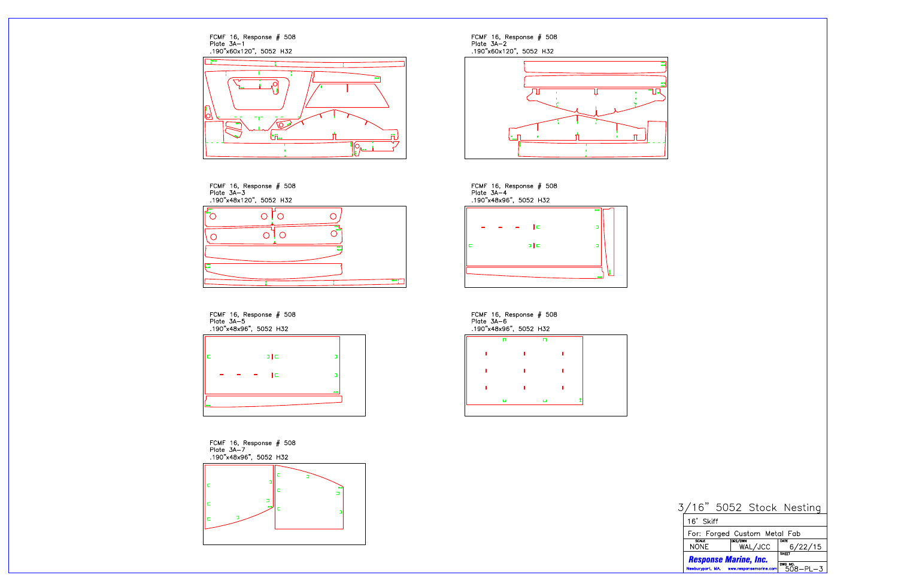FCMF 16, Response # 508
Plate 3A–1
.190"x60x120", 5052 H32

FCMF 16, Response # 508
Plate 3A–2
.190"x60x120", 5052 H32

FCMF 16, Response # 508
Plate 3A–3
.190"x48x120", 5052 H32

FCMF 16, Response # 508
Plate 3A–4
.190"x48x96", 5052 H32

FCMF 16, Response # 508
Plate 3A–5
.190"x48x96", 5052 H32

FCMF 16, Response # 508
Plate 3A–6
.190"x48x96", 5052 H32

FCMF 16, Response # 508
Plate 3A–7
.190"x48x96", 5052 H32

# 3/16" 5052 Stock Nesting

16' Skiff

For: Forged Custom Metal Fab

| SCALE | DES/DWN | DATE |
| --- | --- | --- |
| NONE | WAL/JCC | 6/22/15 |

**Response Marine, Inc.**
Newburyport, MA. www.responsemarine.com

SHEET

DWG NO. 508–PL–3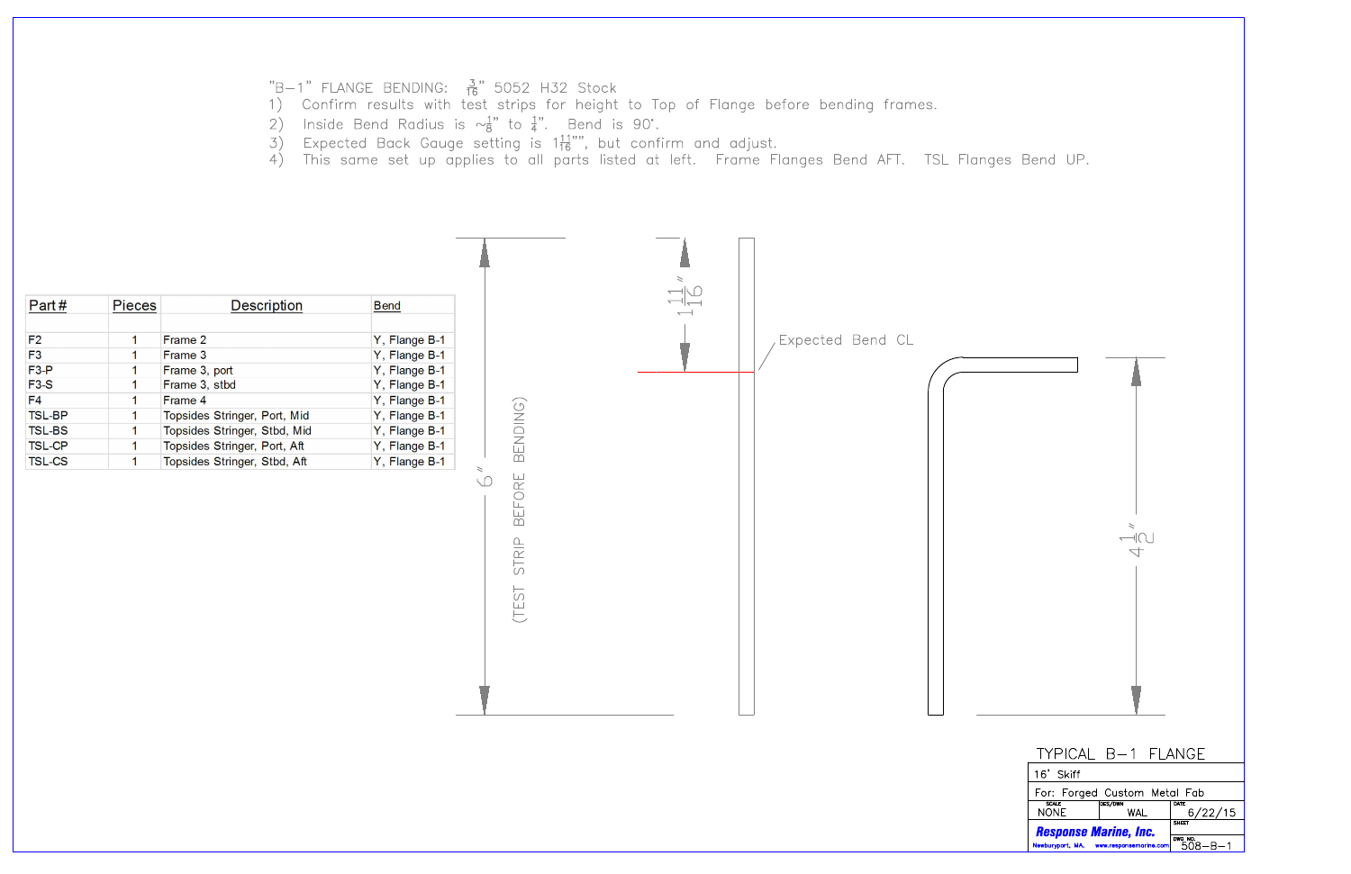"B-1" FLANGE BENDING: $\frac{3}{16}$" 5052 H32 Stock

1) Confirm results with test strips for height to Top of Flange before bending frames.
2) Inside Bend Radius is ~$\frac{1}{8}$" to $\frac{1}{4}$". Bend is 90°.
3) Expected Back Gauge setting is $1\frac{11}{16}$"", but confirm and adjust.
4) This same set up applies to all parts listed at left. Frame Flanges Bend AFT. TSL Flanges Bend UP.

| Part # | Pieces | Description | Bend |
|---|---|---|---|
| F2 | 1 | Frame 2 | Y, Flange B-1 |
| F3 | 1 | Frame 3 | Y, Flange B-1 |
| F3-P | 1 | Frame 3, port | Y, Flange B-1 |
| F3-S | 1 | Frame 3, stbd | Y, Flange B-1 |
| F4 | 1 | Frame 4 | Y, Flange B-1 |
| TSL-BP | 1 | Topsides Stringer, Port, Mid | Y, Flange B-1 |
| TSL-BS | 1 | Topsides Stringer, Stbd, Mid | Y, Flange B-1 |
| TSL-CP | 1 | Topsides Stringer, Port, Aft | Y, Flange B-1 |
| TSL-CS | 1 | Topsides Stringer, Stbd, Aft | Y, Flange B-1 |

6" (TEST STRIP BEFORE BENDING)

$1\frac{11}{16}$"

Expected Bend CL

$4\frac{1}{2}$"

TYPICAL B-1 FLANGE

16' Skiff

For: Forged Custom Metal Fab

| SCALE | DES/DWN | DATE |
|---|---|---|
| NONE | WAL | 6/22/15 |

Response Marine, Inc.
Newburyport, MA. www.responsemarine.com

DWG NO. 508-B-1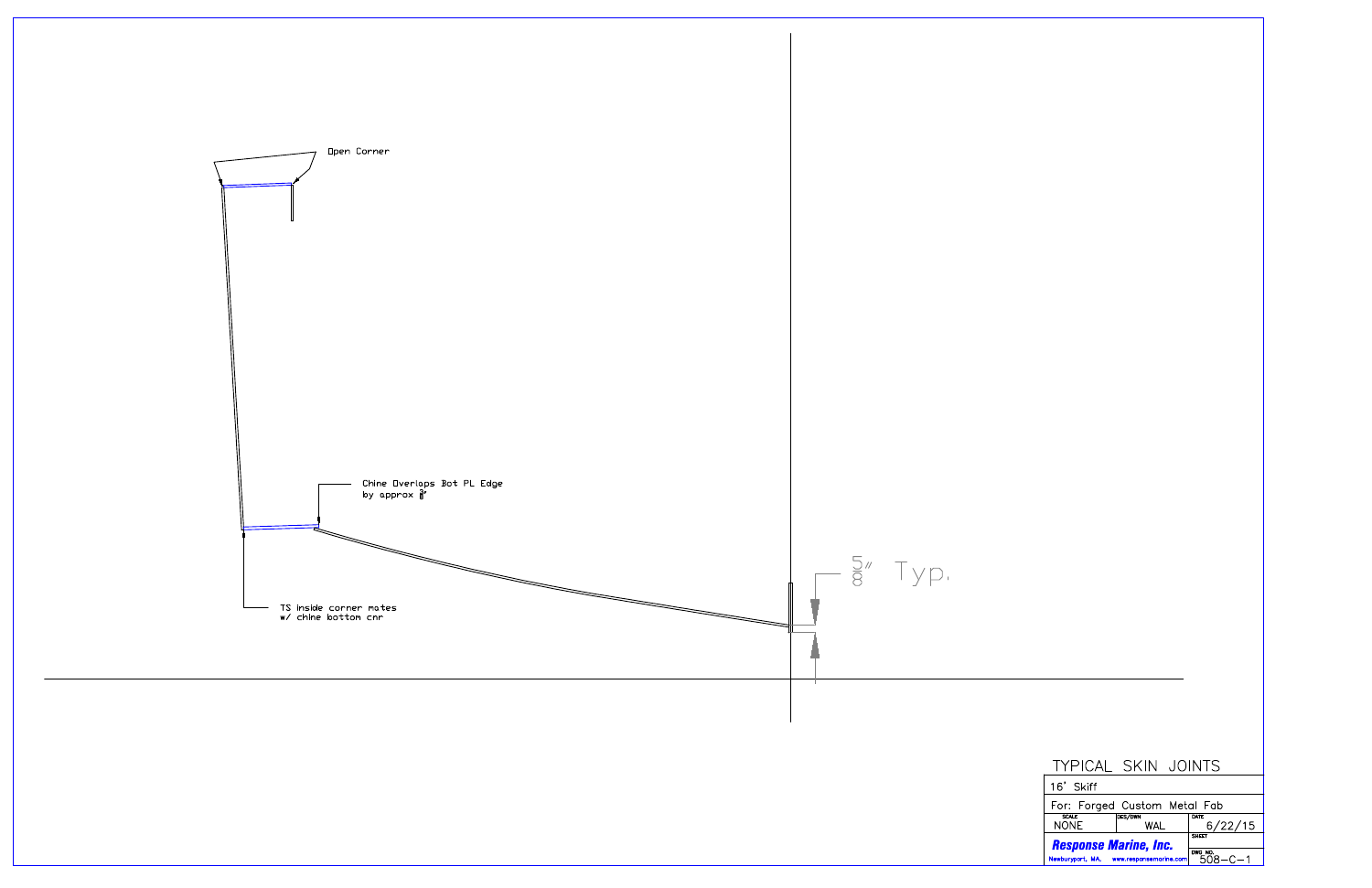Open Corner

Chine Overlaps Bot PL Edge
by approx $\frac{3}{8}$"

$\frac{5}{8}$" Typ.

TS inside corner mates
w/ chine bottom cnr

| TYPICAL SKIN JOINTS | | |
|---|---|---|
| 16' Skiff | | |
| For: Forged Custom Metal Fab | | |
| SCALE NONE | DES/DWN WAL | DATE 6/22/15 |
| **Response Marine, Inc.** | | SHEET |
| Newburyport, MA. www.responsemarine.com | | DWG NO. 508-C-1 |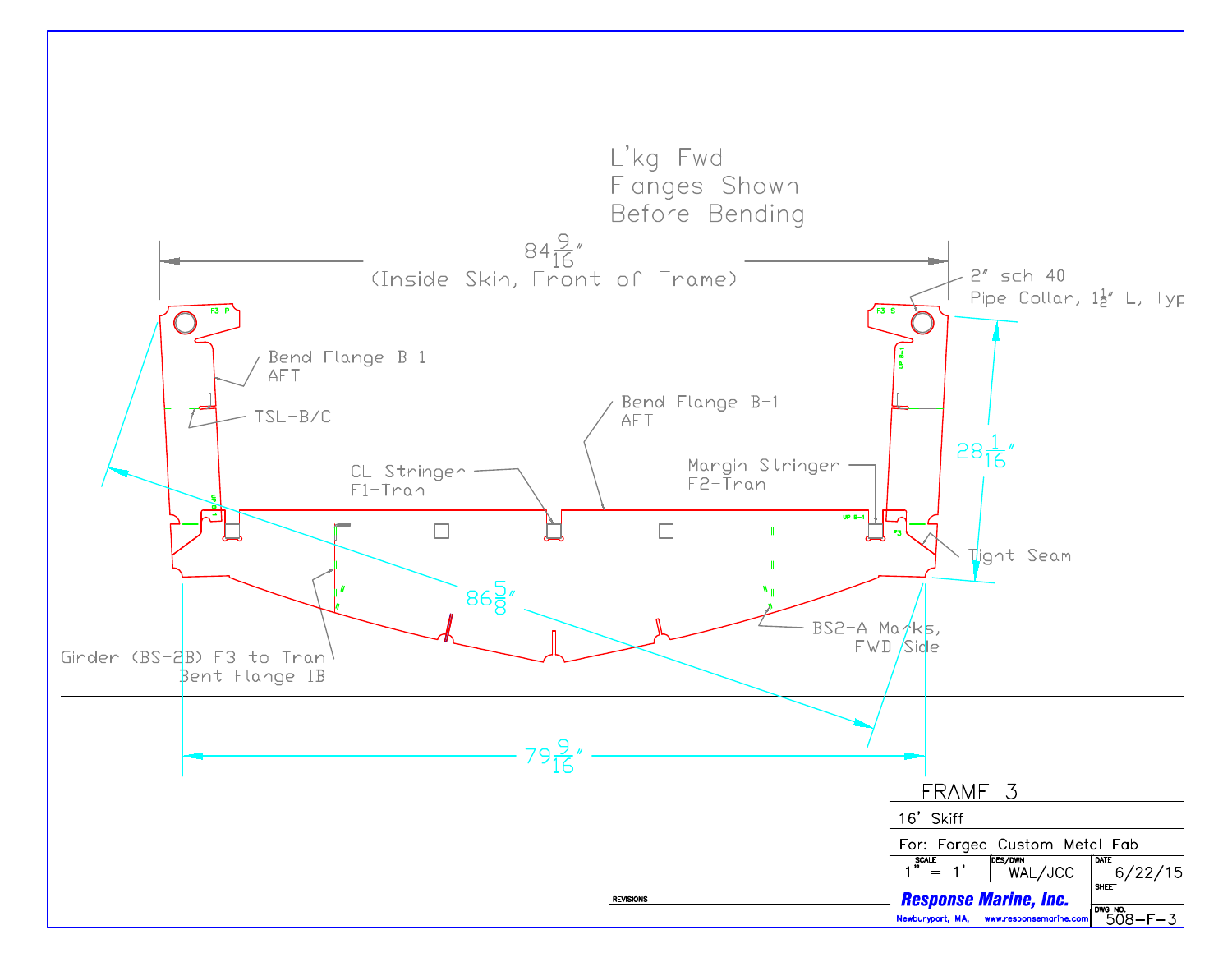L'kg Fwd
Flanges Shown
Before Bending

$84\frac{9}{16}$"
(Inside Skin, Front of Frame)

2" sch 40
Pipe Collar, $1\frac{1}{2}$" L, Typ

F3-P

F3-S

Bend Flange B-1
AFT

TSL-B/C

Bend Flange B-1
AFT

$28\frac{1}{16}$"

CL Stringer
F1-Tran

Margin Stringer
F2-Tran

UP B-1

F3

Tight Seam

$86\frac{5}{8}$"

BS2-A Marks,
FWD Side

Girder (BS-2B) F3 to Tran
Bent Flange IB

$79\frac{9}{16}$"

FRAME 3

| | | |
|---|---|---|
| 16' Skiff | | |
| For: Forged Custom Metal Fab | | |
| SCALE 1" = 1' | DES/DWN WAL/JCC | DATE 6/22/15 |
| Response Marine, Inc. | | SHEET |
| Newburyport, MA, www.responsemarine.com | | DWG NO. 508-F-3 |

REVISIONS